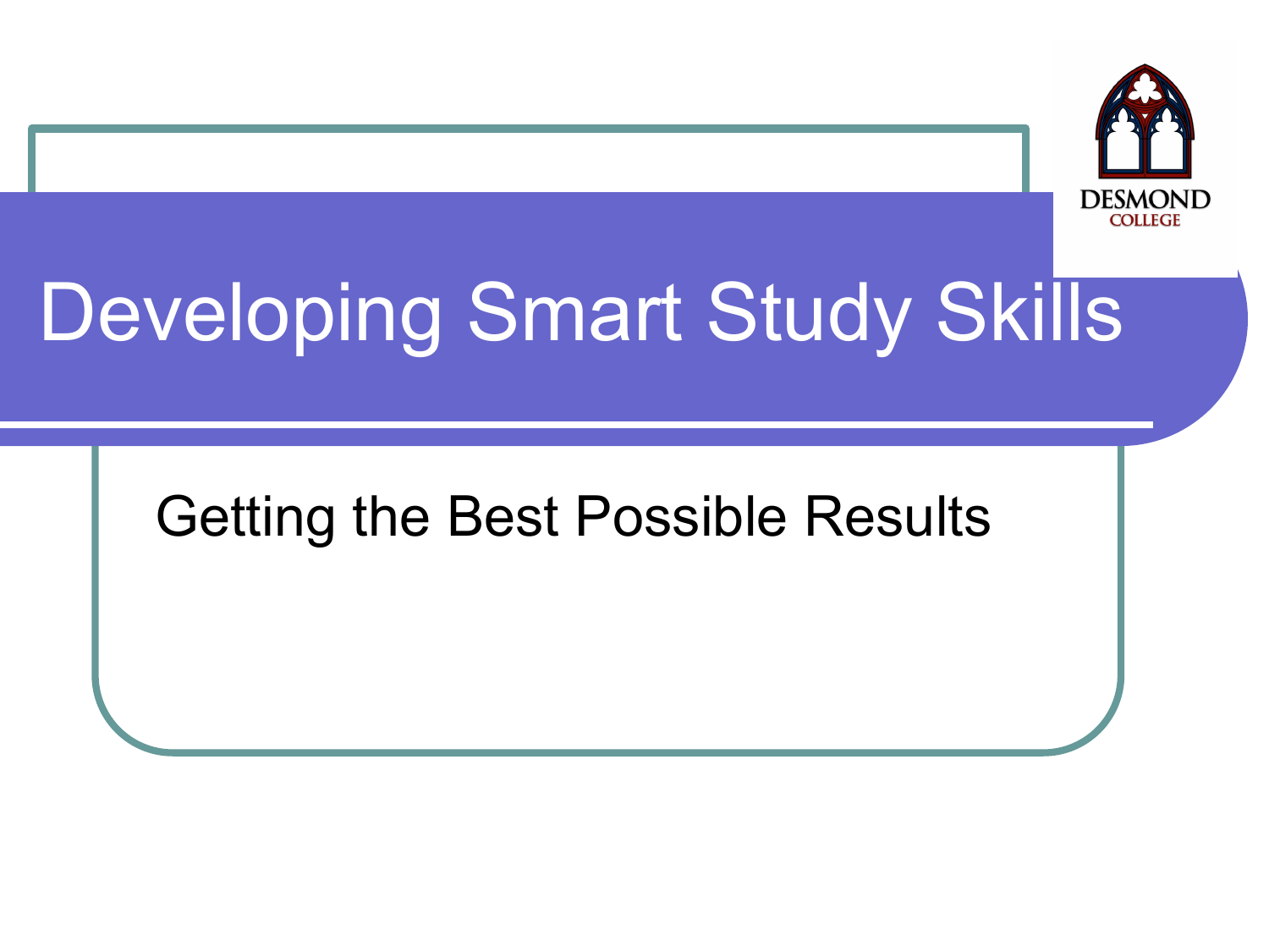# Developing Smart Study Skills

Getting the Best Possible Results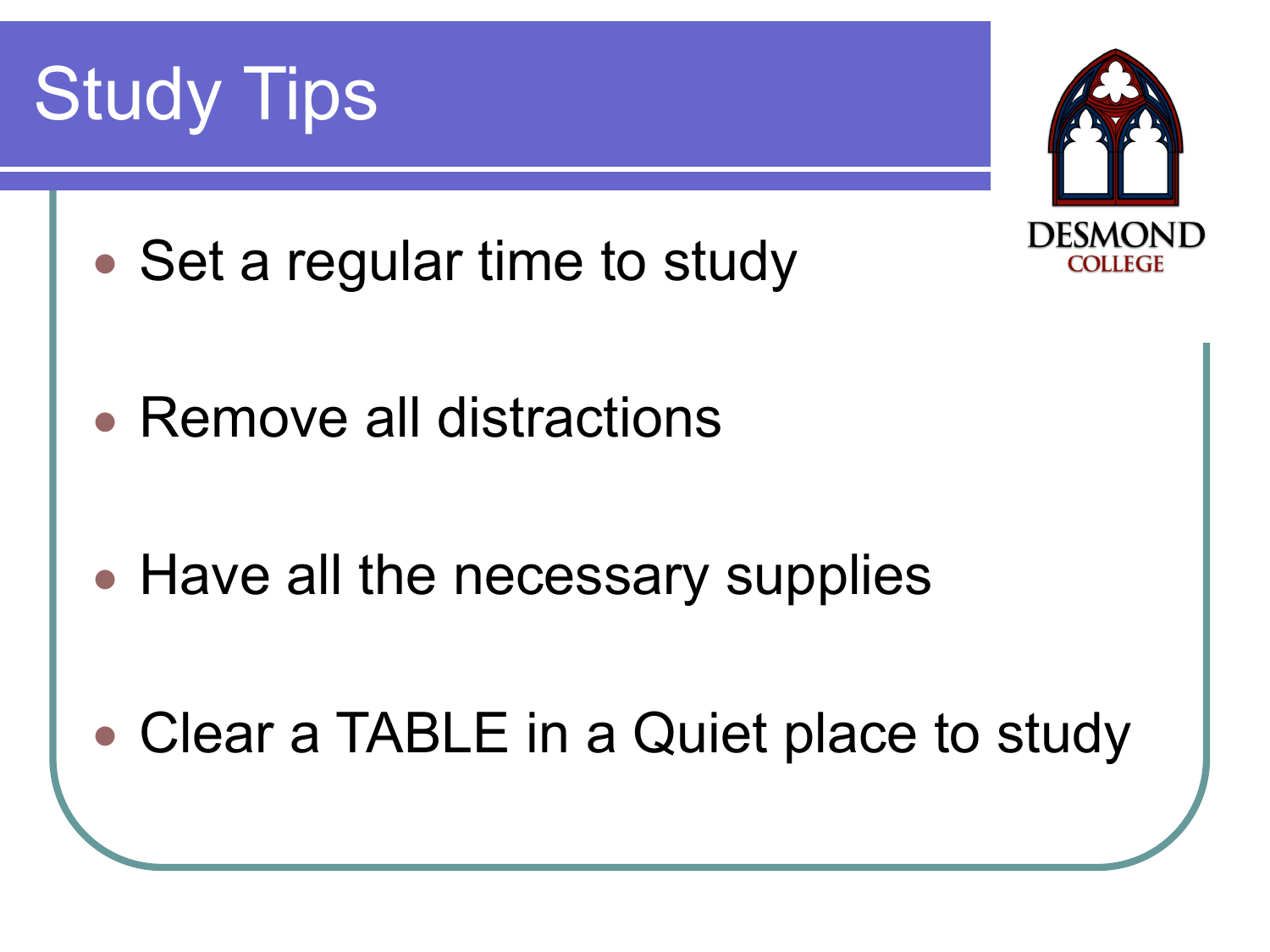# Study Tips

- Set a regular time to study
- Remove all distractions
- Have all the necessary supplies
- Clear a TABLE in a Quiet place to study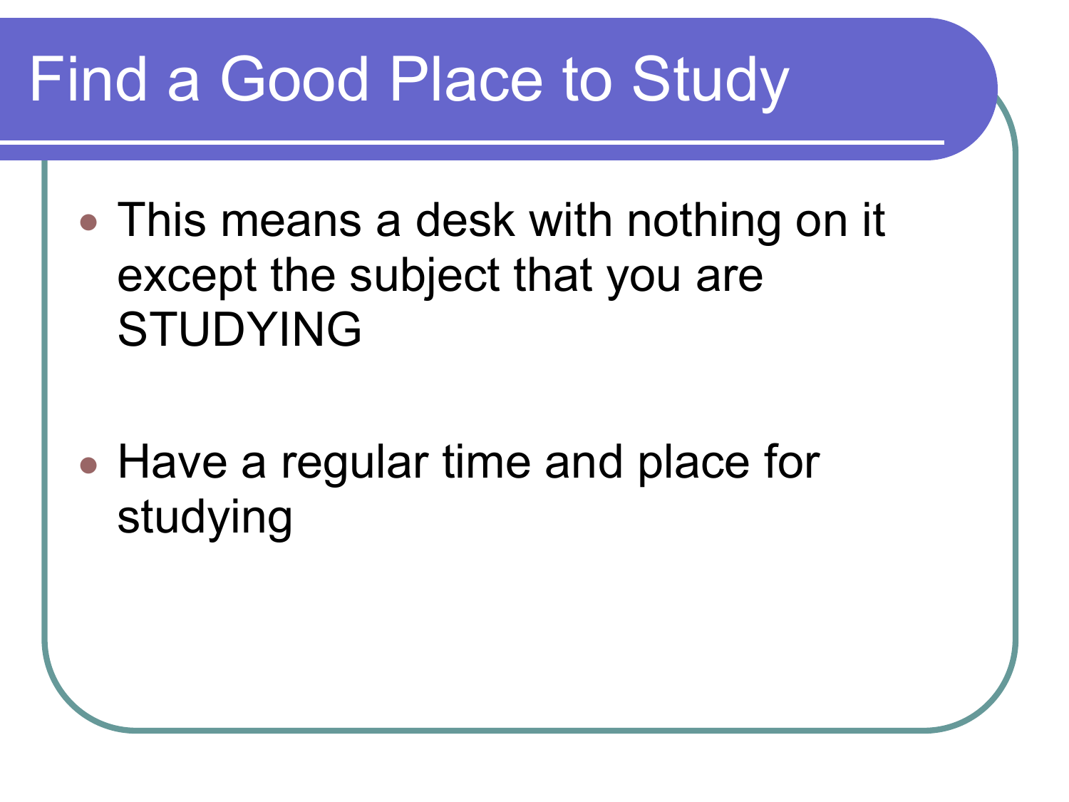# Find a Good Place to Study

- This means a desk with nothing on it except the subject that you are STUDYING

- Have a regular time and place for studying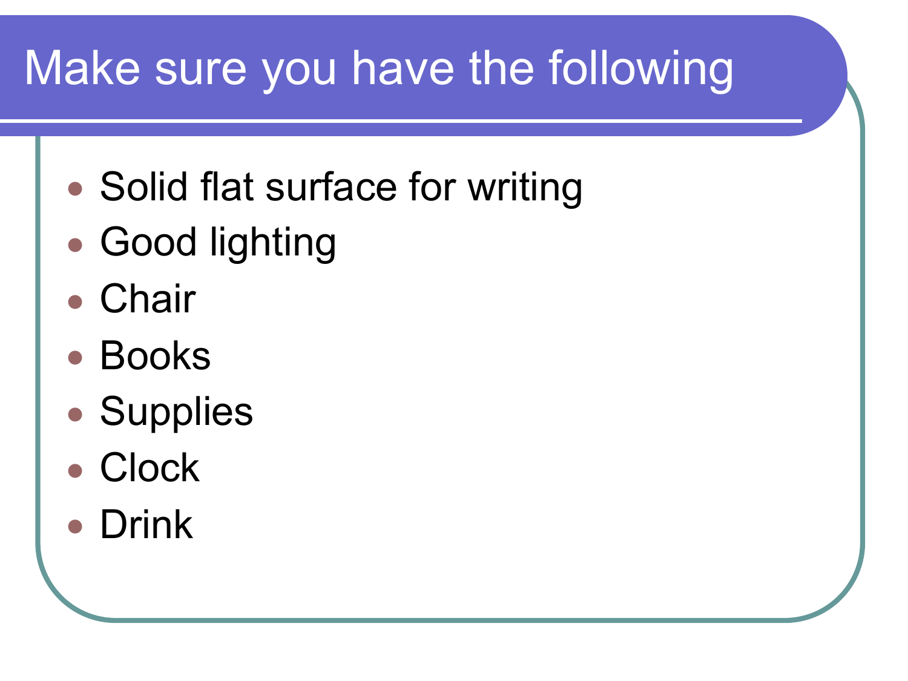# Make sure you have the following

- Solid flat surface for writing
- Good lighting
- Chair
- Books
- Supplies
- Clock
- Drink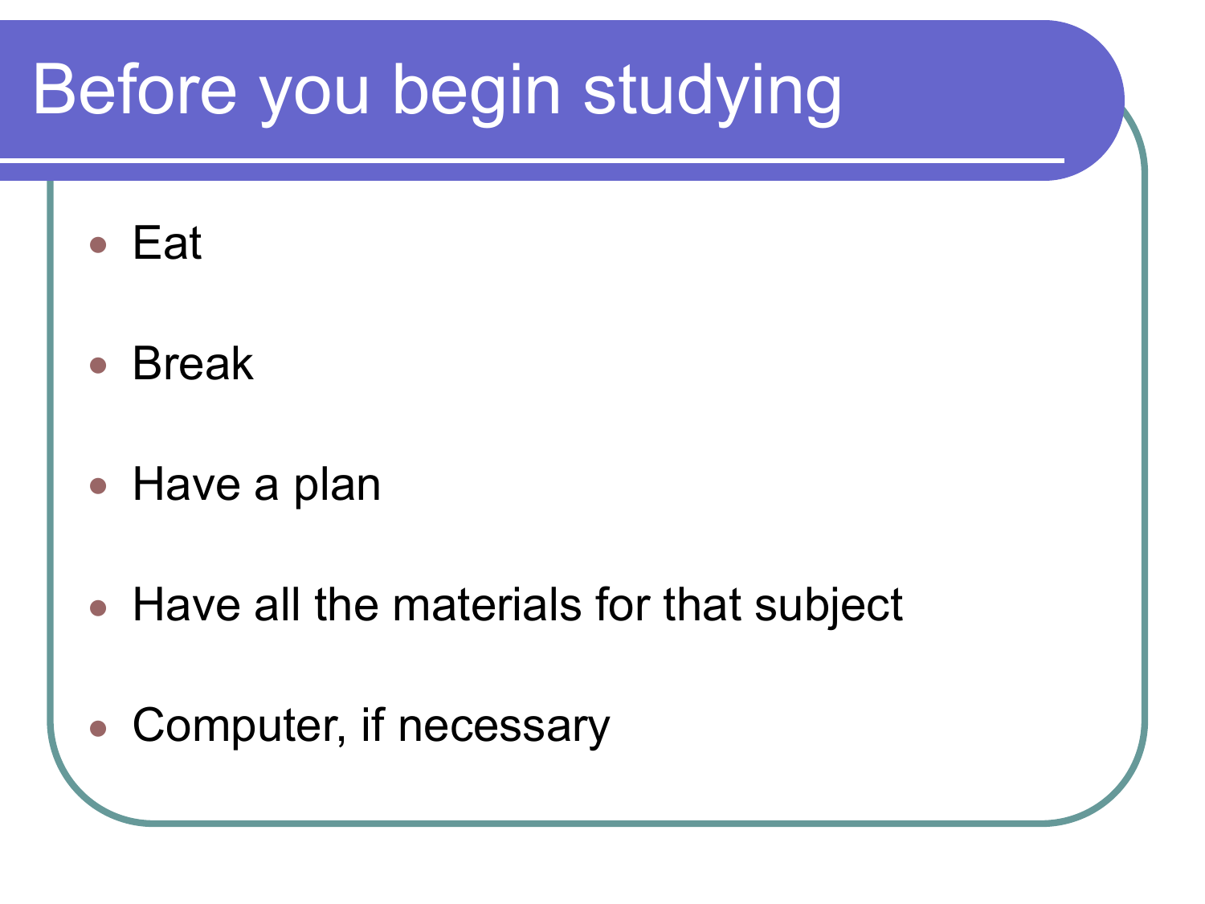# Before you begin studying

- Eat
- Break
- Have a plan
- Have all the materials for that subject
- Computer, if necessary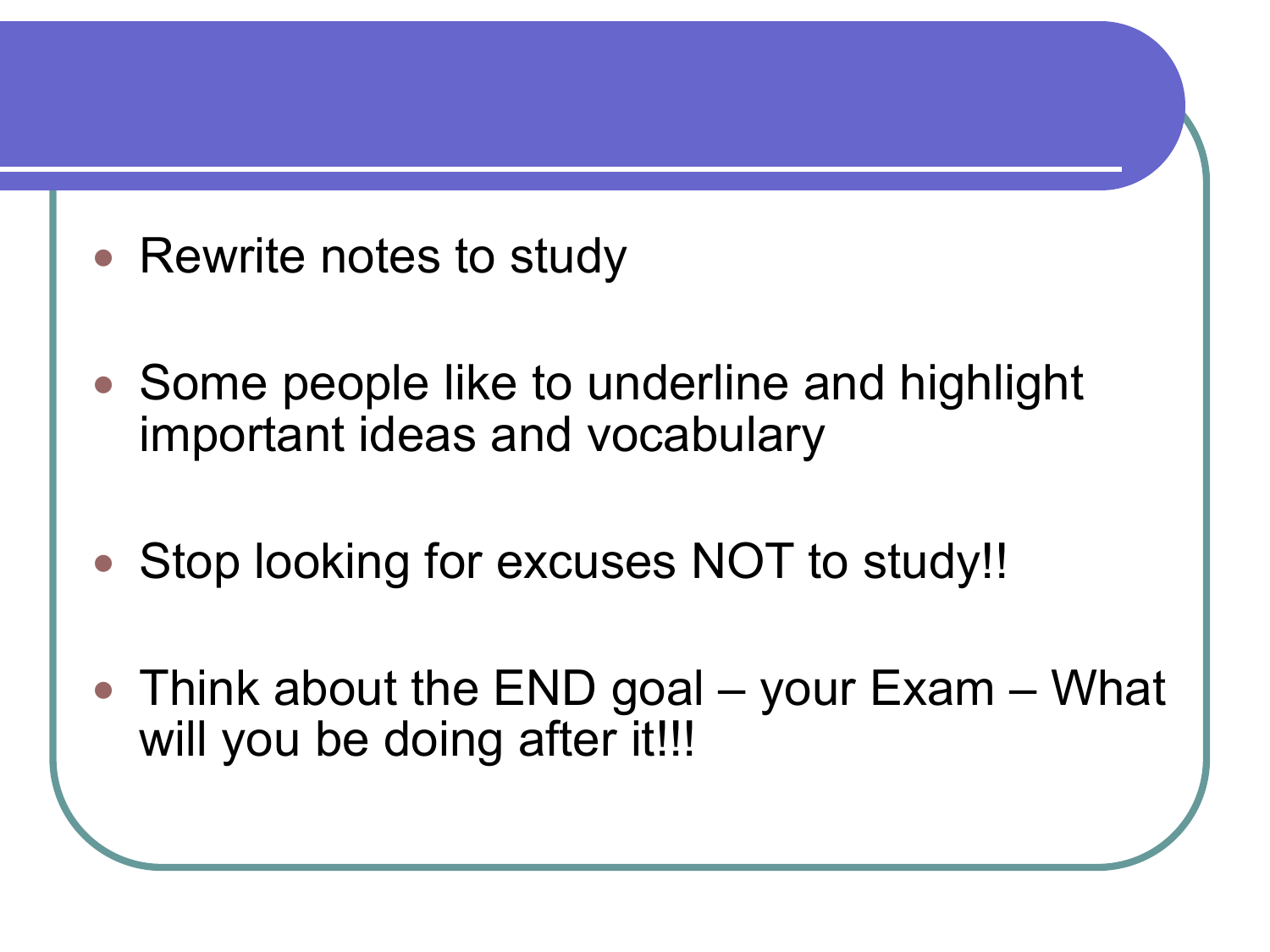- Rewrite notes to study
- Some people like to underline and highlight important ideas and vocabulary
- Stop looking for excuses NOT to study!!
- Think about the END goal – your Exam – What will you be doing after it!!!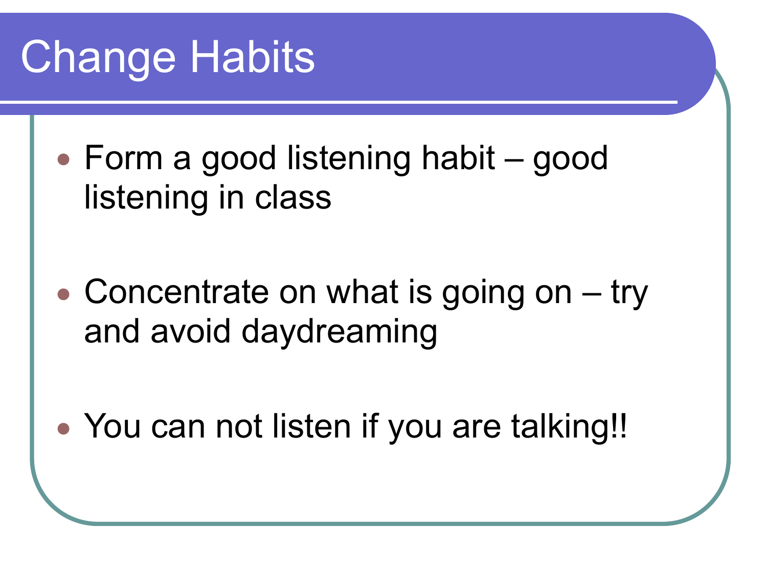# Change Habits

- Form a good listening habit – good listening in class
- Concentrate on what is going on – try and avoid daydreaming
- You can not listen if you are talking!!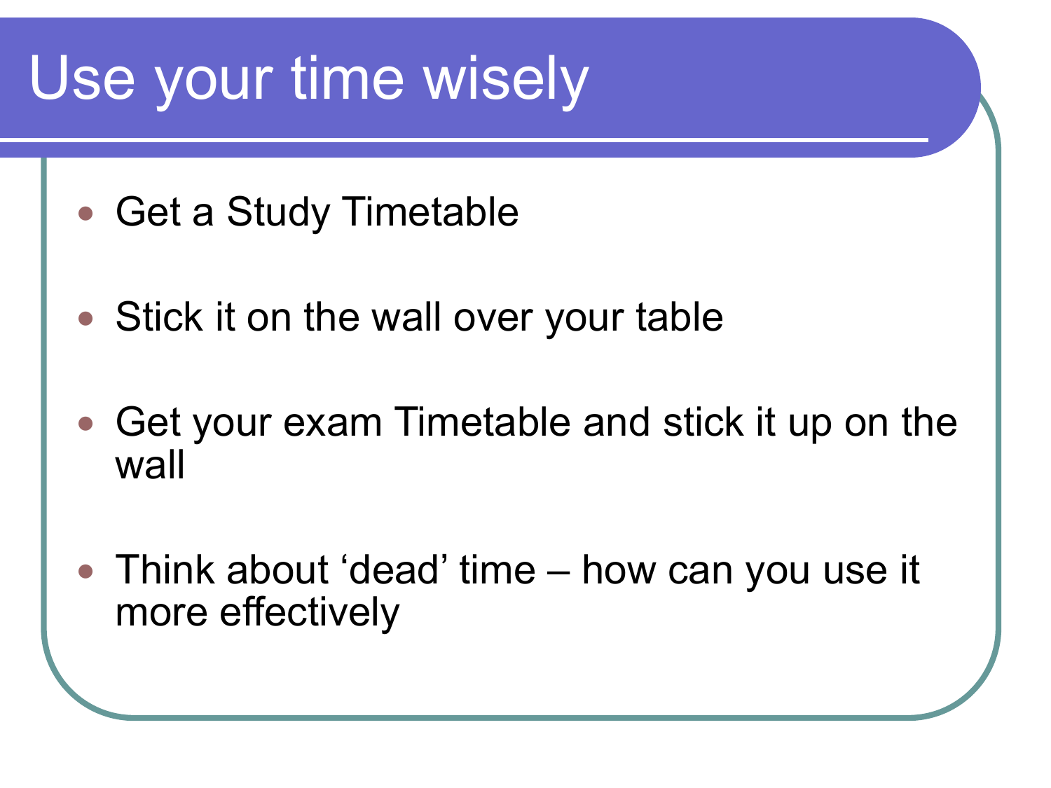# Use your time wisely

- Get a Study Timetable
- Stick it on the wall over your table
- Get your exam Timetable and stick it up on the wall
- Think about ‘dead’ time – how can you use it more effectively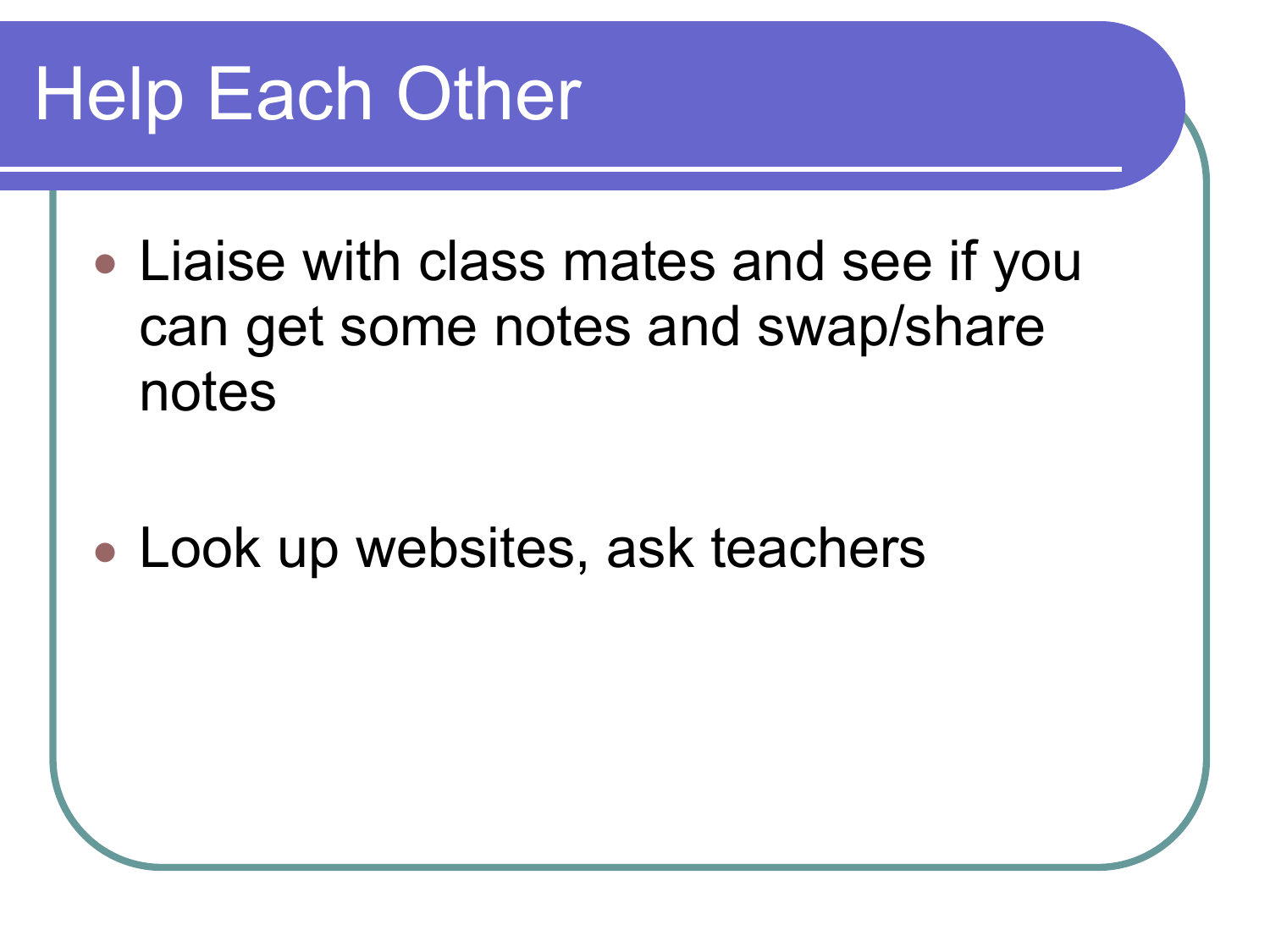# Help Each Other

- Liaise with class mates and see if you can get some notes and swap/share notes

- Look up websites, ask teachers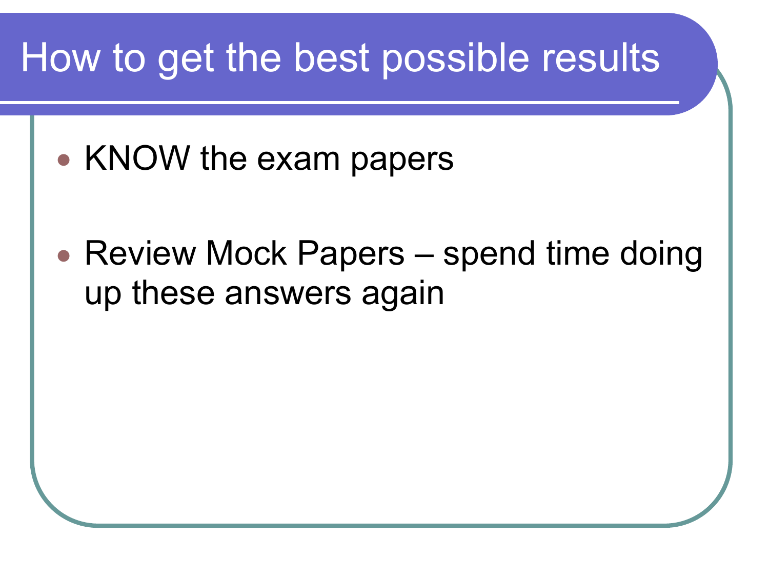# How to get the best possible results

- KNOW the exam papers
- Review Mock Papers – spend time doing up these answers again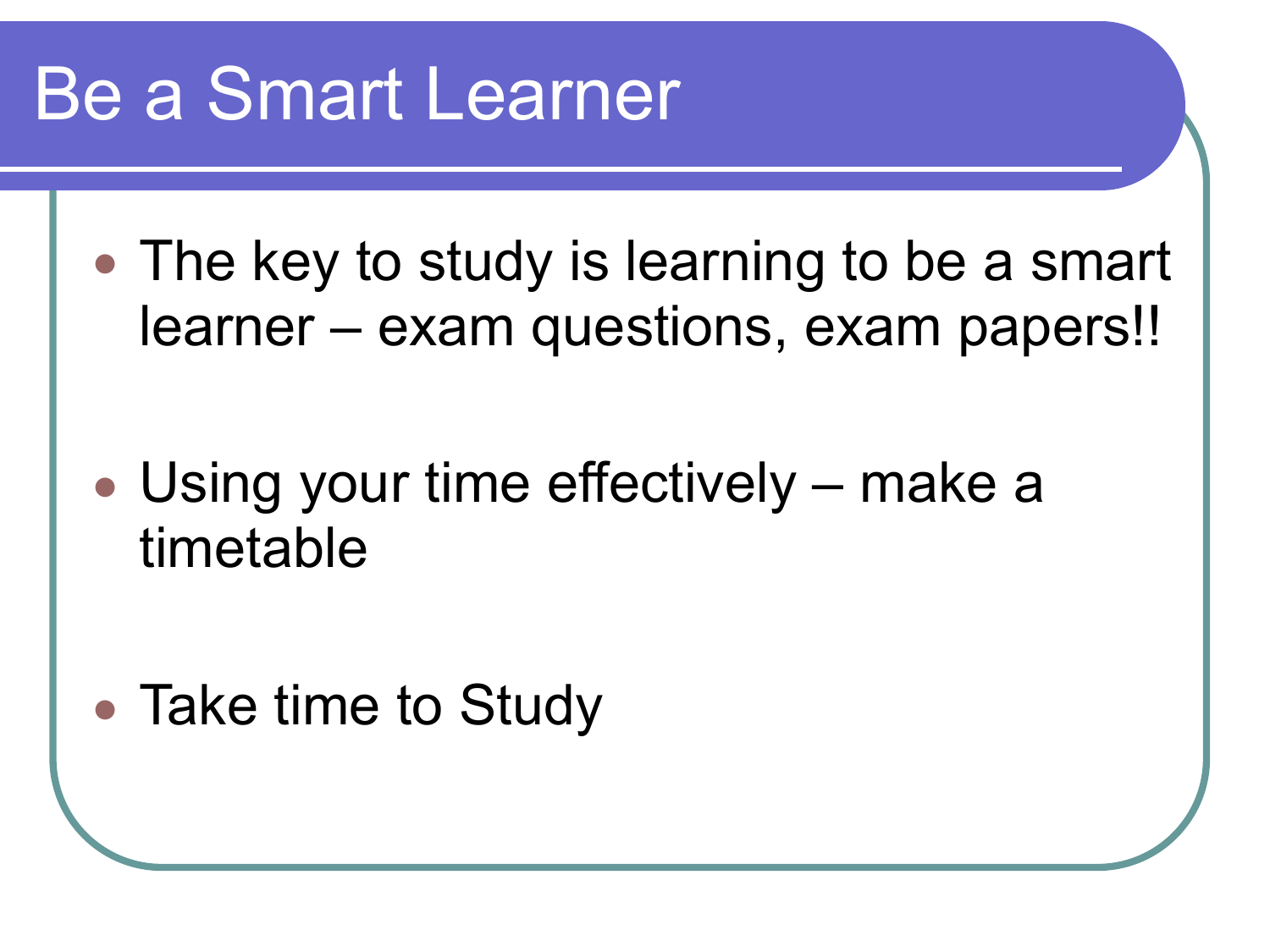# Be a Smart Learner

- The key to study is learning to be a smart learner – exam questions, exam papers!!
- Using your time effectively – make a timetable
- Take time to Study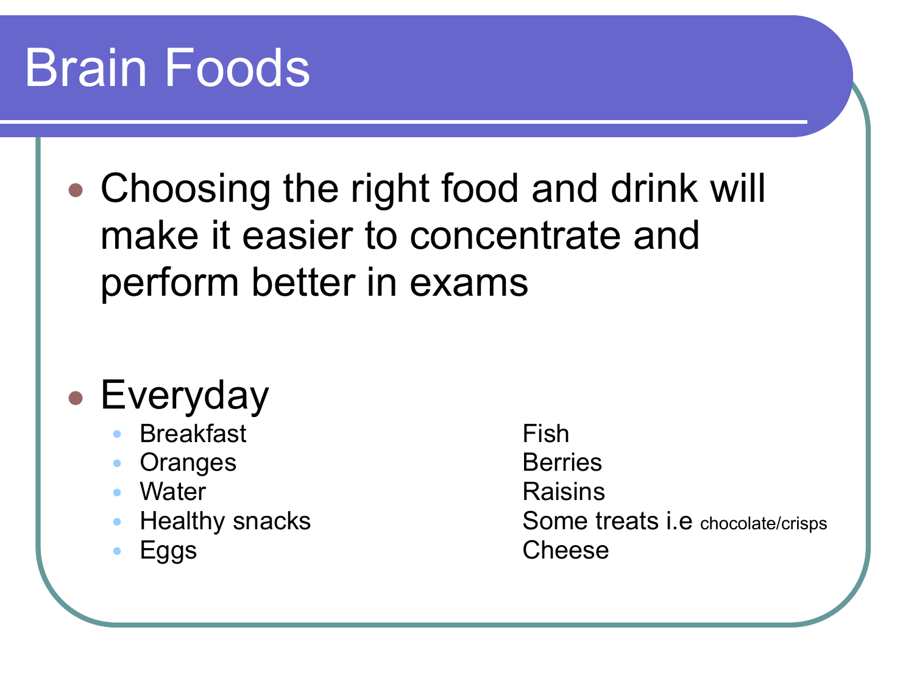# Brain Foods

- Choosing the right food and drink will make it easier to concentrate and perform better in exams

- Everyday
  - Breakfast
  - Oranges
  - Water
  - Healthy snacks
  - Eggs
  - Fish
  - Berries
  - Raisins
  - Some treats i.e chocolate/crisps
  - Cheese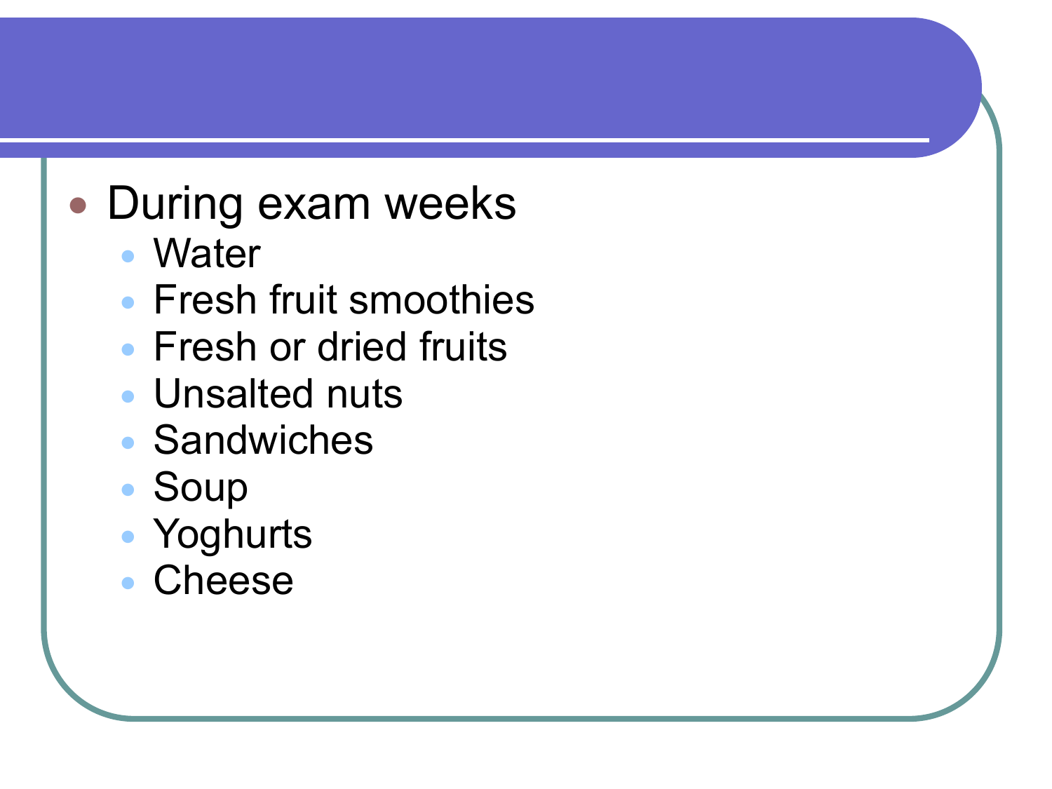- During exam weeks
  - Water
  - Fresh fruit smoothies
  - Fresh or dried fruits
  - Unsalted nuts
  - Sandwiches
  - Soup
  - Yoghurts
  - Cheese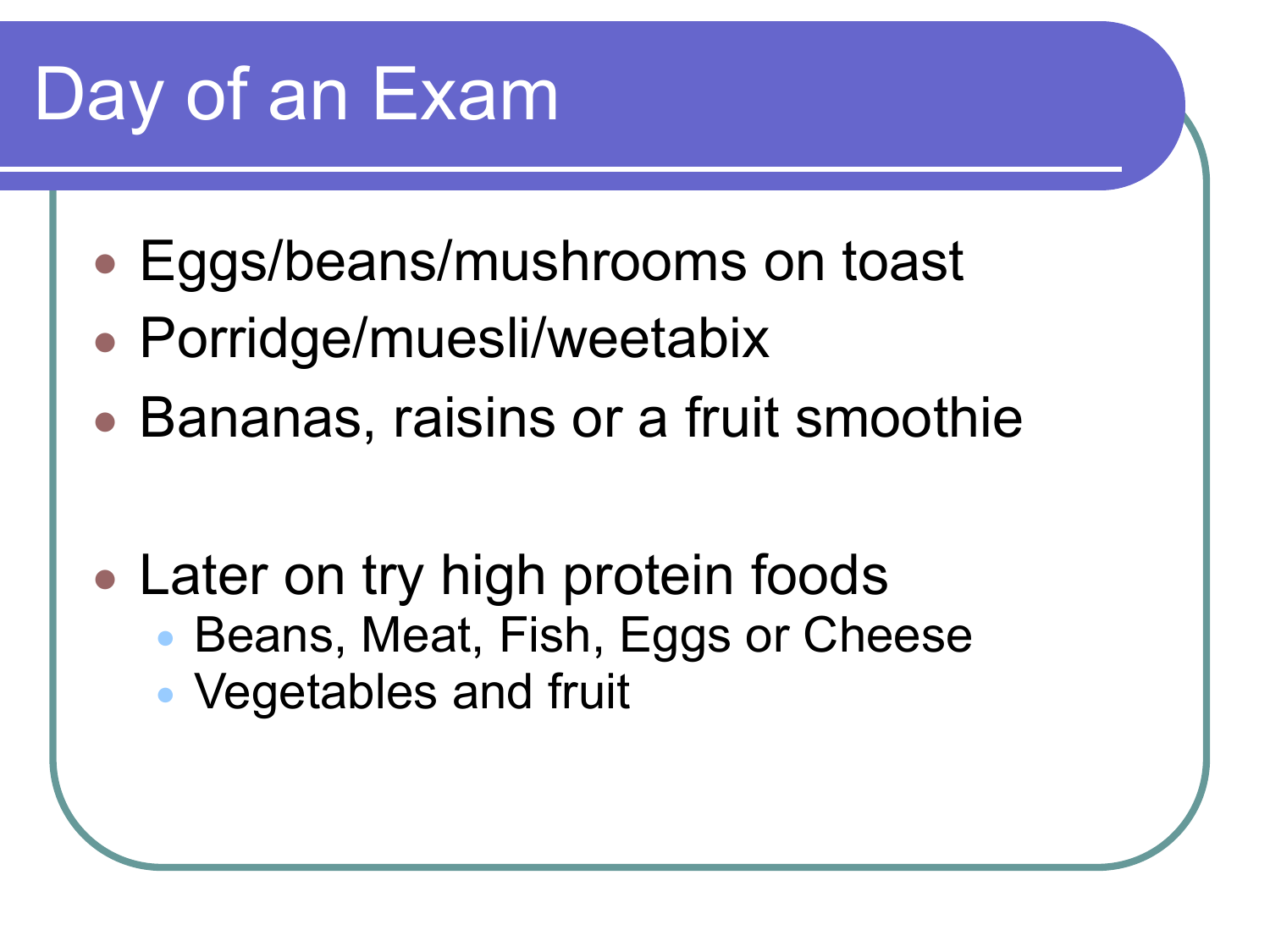# Day of an Exam

- Eggs/beans/mushrooms on toast
- Porridge/muesli/weetabix
- Bananas, raisins or a fruit smoothie

- Later on try high protein foods
  - Beans, Meat, Fish, Eggs or Cheese
  - Vegetables and fruit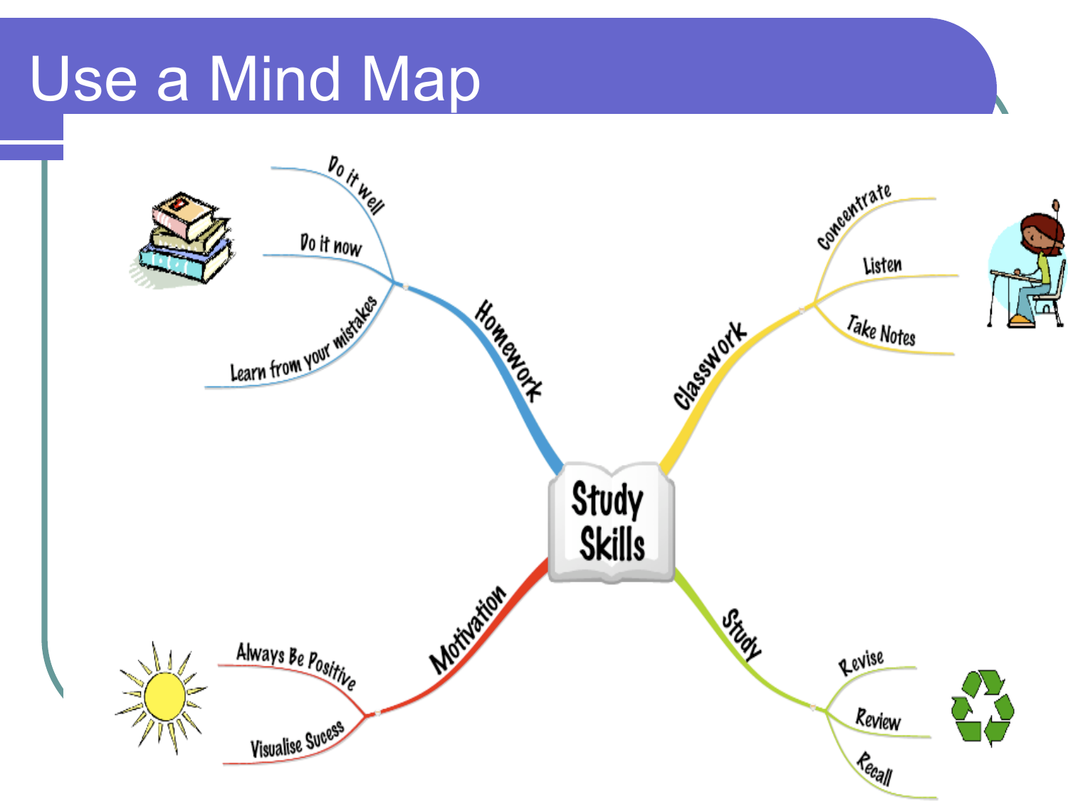# Use a Mind Map

- **Study Skills**
  - Homework
    - Do it well
    - Do it now
    - Learn from your mistakes
  - Classwork
    - Concentrate
    - Listen
    - Take Notes
  - Motivation
    - Always Be Positive
    - Visualise Sucess
  - Study
    - Revise
    - Review
    - Recall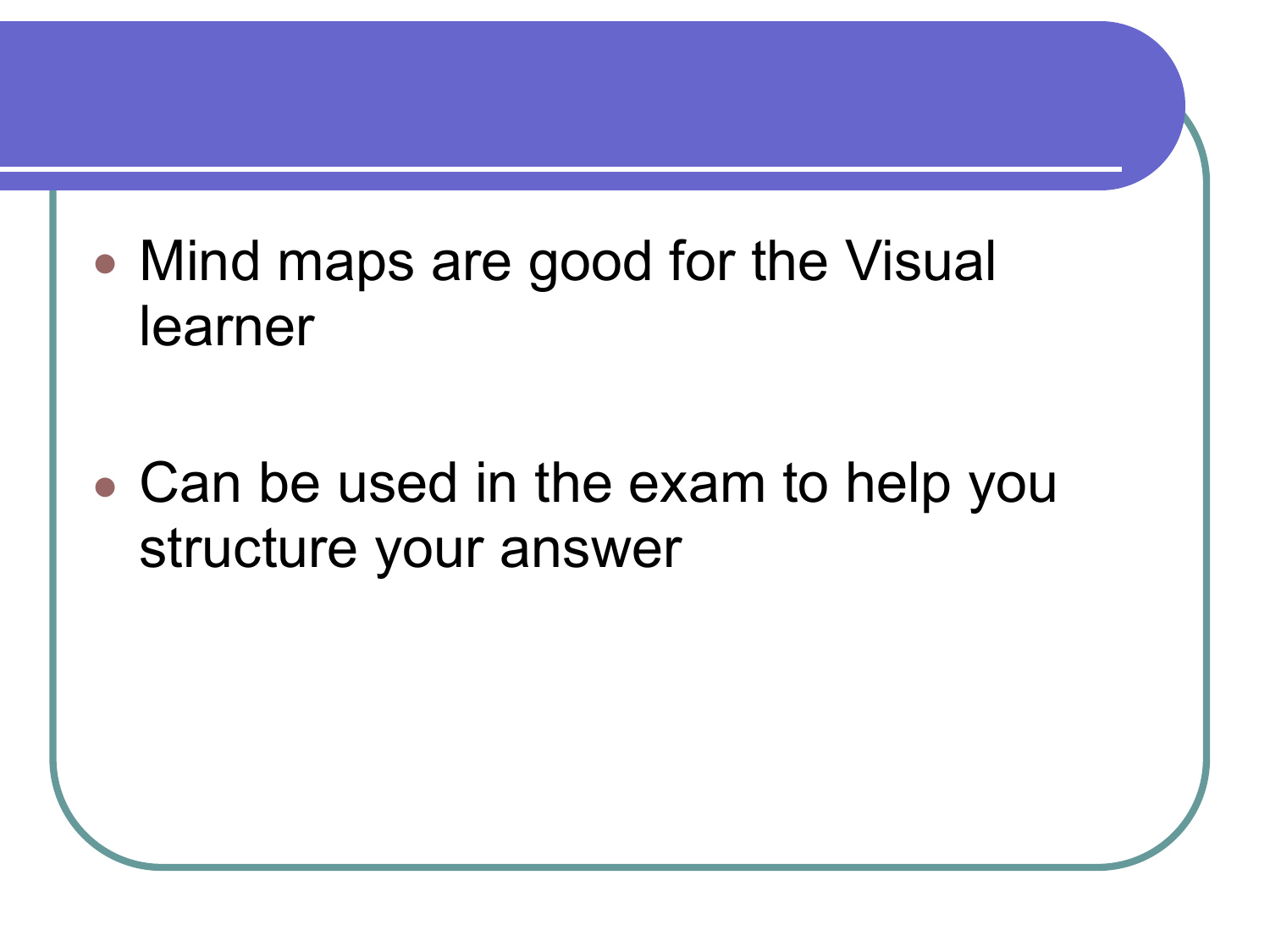- Mind maps are good for the Visual learner

- Can be used in the exam to help you structure your answer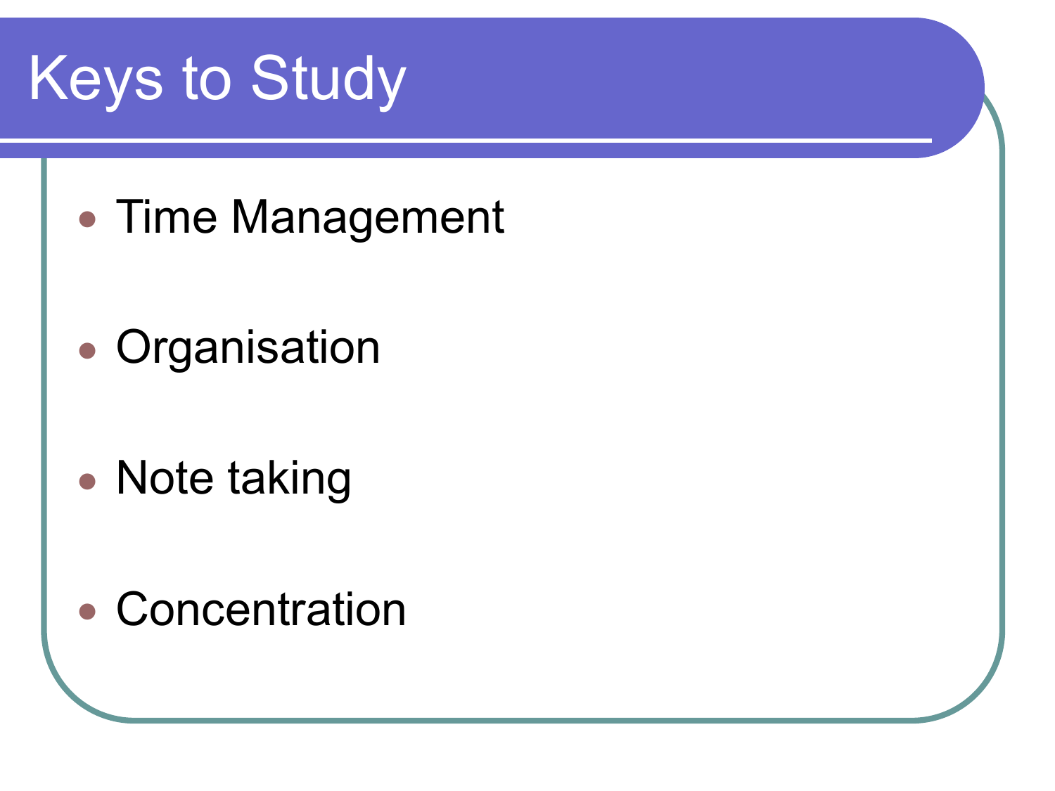# Keys to Study

- Time Management
- Organisation
- Note taking
- Concentration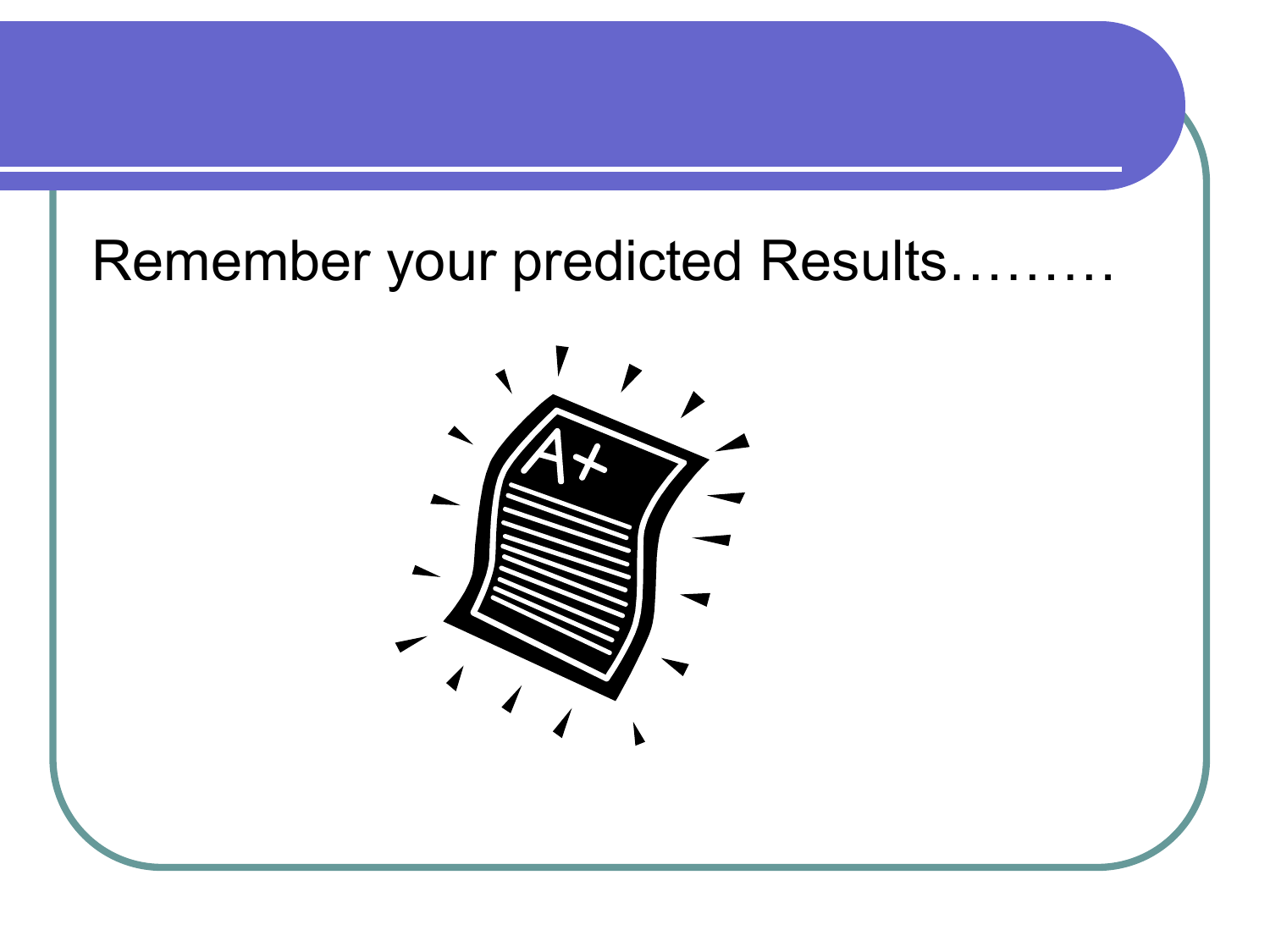Remember your predicted Results………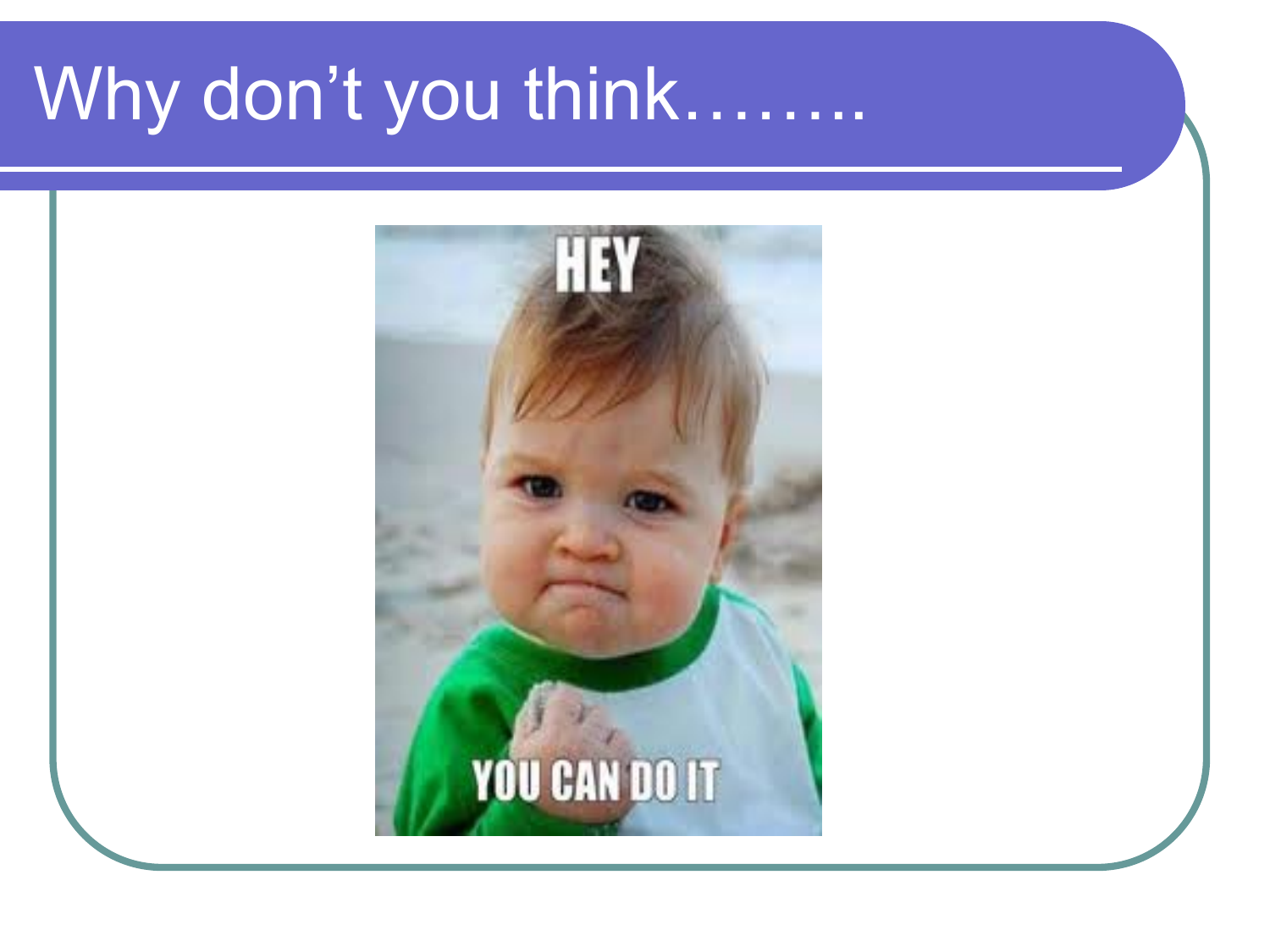# Why don’t you think……..

HEY

YOU CAN DO IT